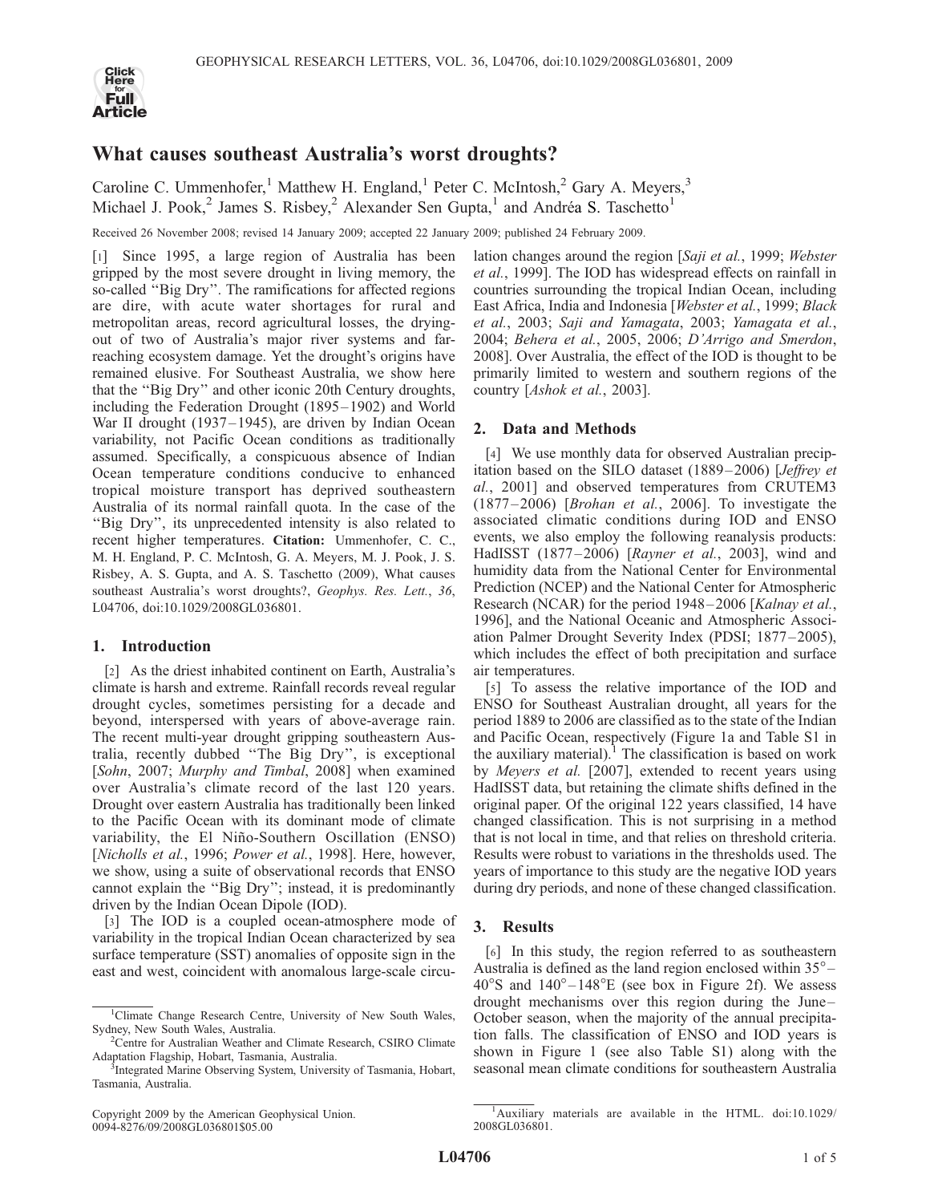# What causes southeast Australia's worst droughts?

Caroline C. Ummenhofer,[1] Matthew H. England,[1] Peter C. McIntosh,[2] Gary A. Meyers,[3] Michael J. Pook,[2] James S. Risbey,[2] Alexander Sen Gupta,[1] and Andréa S. Taschetto[1]

Received 26 November 2008; revised 14 January 2009; accepted 22 January 2009; published 24 February 2009.

[1] Since 1995, a large region of Australia has been gripped by the most severe drought in living memory, the so-called "Big Dry". The ramifications for affected regions are dire, with acute water shortages for rural and metropolitan areas, record agricultural losses, the drying-out of two of Australia's major river systems and far-reaching ecosystem damage. Yet the drought's origins have remained elusive. For Southeast Australia, we show here that the "Big Dry" and other iconic 20th Century droughts, including the Federation Drought (1895–1902) and World War II drought (1937–1945), are driven by Indian Ocean variability, not Pacific Ocean conditions as traditionally assumed. Specifically, a conspicuous absence of Indian Ocean temperature conditions conducive to enhanced tropical moisture transport has deprived southeastern Australia of its normal rainfall quota. In the case of the "Big Dry", its unprecedented intensity is also related to recent higher temperatures. **Citation:** Ummenhofer, C. C., M. H. England, P. C. McIntosh, G. A. Meyers, M. J. Pook, J. S. Risbey, A. S. Gupta, and A. S. Taschetto (2009), What causes southeast Australia's worst droughts?, *Geophys. Res. Lett.*, *36*, L04706, doi:10.1029/2008GL036801.

## 1. Introduction

[2] As the driest inhabited continent on Earth, Australia's climate is harsh and extreme. Rainfall records reveal regular drought cycles, sometimes persisting for a decade and beyond, interspersed with years of above-average rain. The recent multi-year drought gripping southeastern Australia, recently dubbed "The Big Dry", is exceptional [*Sohn*, 2007; *Murphy and Timbal*, 2008] when examined over Australia's climate record of the last 120 years. Drought over eastern Australia has traditionally been linked to the Pacific Ocean with its dominant mode of climate variability, the El Niño-Southern Oscillation (ENSO) [*Nicholls et al.*, 1996; *Power et al.*, 1998]. Here, however, we show, using a suite of observational records that ENSO cannot explain the "Big Dry"; instead, it is predominantly driven by the Indian Ocean Dipole (IOD).

[3] The IOD is a coupled ocean-atmosphere mode of variability in the tropical Indian Ocean characterized by sea surface temperature (SST) anomalies of opposite sign in the east and west, coincident with anomalous large-scale circulation changes around the region [*Saji et al.*, 1999; *Webster et al.*, 1999]. The IOD has widespread effects on rainfall in countries surrounding the tropical Indian Ocean, including East Africa, India and Indonesia [*Webster et al.*, 1999; *Black et al.*, 2003; *Saji and Yamagata*, 2003; *Yamagata et al.*, 2004; *Behera et al.*, 2005, 2006; *D'Arrigo and Smerdon*, 2008]. Over Australia, the effect of the IOD is thought to be primarily limited to western and southern regions of the country [*Ashok et al.*, 2003].

## 2. Data and Methods

[4] We use monthly data for observed Australian precipitation based on the SILO dataset (1889–2006) [*Jeffrey et al.*, 2001] and observed temperatures from CRUTEM3 (1877–2006) [*Brohan et al.*, 2006]. To investigate the associated climatic conditions during IOD and ENSO events, we also employ the following reanalysis products: HadISST (1877–2006) [*Rayner et al.*, 2003], wind and humidity data from the National Center for Environmental Prediction (NCEP) and the National Center for Atmospheric Research (NCAR) for the period 1948–2006 [*Kalnay et al.*, 1996], and the National Oceanic and Atmospheric Association Palmer Drought Severity Index (PDSI; 1877–2005), which includes the effect of both precipitation and surface air temperatures.

[5] To assess the relative importance of the IOD and ENSO for Southeast Australian drought, all years for the period 1889 to 2006 are classified as to the state of the Indian and Pacific Ocean, respectively (Figure 1a and Table S1 in the auxiliary material).[1] The classification is based on work by *Meyers et al.* [2007], extended to recent years using HadISST data, but retaining the climate shifts defined in the original paper. Of the original 122 years classified, 14 have changed classification. This is not surprising in a method that is not local in time, and that relies on threshold criteria. Results were robust to variations in the thresholds used. The years of importance to this study are the negative IOD years during dry periods, and none of these changed classification.

## 3. Results

[6] In this study, the region referred to as southeastern Australia is defined as the land region enclosed within 35°–40°S and 140°–148°E (see box in Figure 2f). We assess drought mechanisms over this region during the June–October season, when the majority of the annual precipitation falls. The classification of ENSO and IOD years is shown in Figure 1 (see also Table S1) along with the seasonal mean climate conditions for southeastern Australia

---

[1] Climate Change Research Centre, University of New South Wales, Sydney, New South Wales, Australia.

[2] Centre for Australian Weather and Climate Research, CSIRO Climate Adaptation Flagship, Hobart, Tasmania, Australia.

[3] Integrated Marine Observing System, University of Tasmania, Hobart, Tasmania, Australia.

Copyright 2009 by the American Geophysical Union.
0094-8276/09/2008GL036801$05.00

[1] Auxiliary materials are available in the HTML. doi:10.1029/2008GL036801.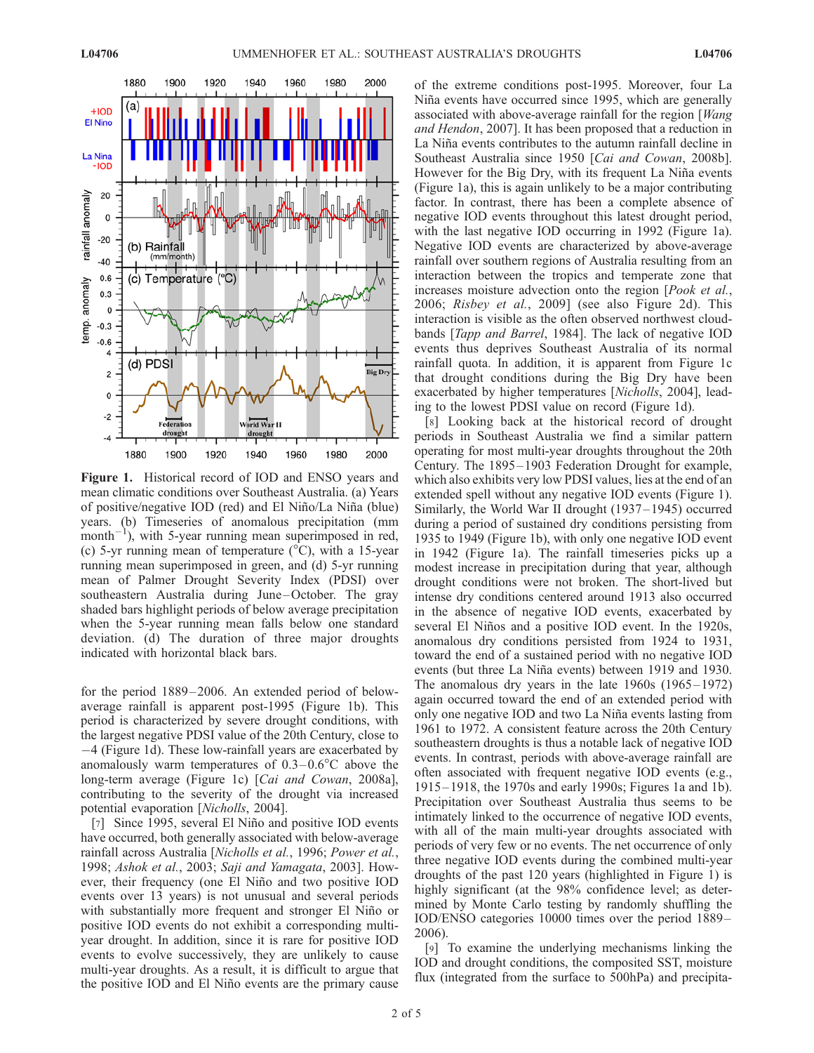**Figure 1.** Historical record of IOD and ENSO years and mean climatic conditions over Southeast Australia. (a) Years of positive/negative IOD (red) and El Niño/La Niña (blue) years. (b) Timeseries of anomalous precipitation (mm month$^{-1}$), with 5-year running mean superimposed in red, (c) 5-yr running mean of temperature (°C), with a 15-year running mean superimposed in green, and (d) 5-yr running mean of Palmer Drought Severity Index (PDSI) over southeastern Australia during June–October. The gray shaded bars highlight periods of below average precipitation when the 5-year running mean falls below one standard deviation. (d) The duration of three major droughts indicated with horizontal black bars.

for the period 1889–2006. An extended period of below-average rainfall is apparent post-1995 (Figure 1b). This period is characterized by severe drought conditions, with the largest negative PDSI value of the 20th Century, close to −4 (Figure 1d). These low-rainfall years are exacerbated by anomalously warm temperatures of 0.3–0.6°C above the long-term average (Figure 1c) [*Cai and Cowan*, 2008a], contributing to the severity of the drought via increased potential evaporation [*Nicholls*, 2004].

[7] Since 1995, several El Niño and positive IOD events have occurred, both generally associated with below-average rainfall across Australia [*Nicholls et al.*, 1996; *Power et al.*, 1998; *Ashok et al.*, 2003; *Saji and Yamagata*, 2003]. However, their frequency (one El Niño and two positive IOD events over 13 years) is not unusual and several periods with substantially more frequent and stronger El Niño or positive IOD events do not exhibit a corresponding multi-year drought. In addition, since it is rare for positive IOD events to evolve successively, they are unlikely to cause multi-year droughts. As a result, it is difficult to argue that the positive IOD and El Niño events are the primary cause of the extreme conditions post-1995. Moreover, four La Niña events have occurred since 1995, which are generally associated with above-average rainfall for the region [*Wang and Hendon*, 2007]. It has been proposed that a reduction in La Niña events contributes to the autumn rainfall decline in Southeast Australia since 1950 [*Cai and Cowan*, 2008b]. However for the Big Dry, with its frequent La Niña events (Figure 1a), this is again unlikely to be a major contributing factor. In contrast, there has been a complete absence of negative IOD events throughout this latest drought period, with the last negative IOD occurring in 1992 (Figure 1a). Negative IOD events are characterized by above-average rainfall over southern regions of Australia resulting from an interaction between the tropics and temperate zone that increases moisture advection onto the region [*Pook et al.*, 2006; *Risbey et al.*, 2009] (see also Figure 2d). This interaction is visible as the often observed northwest cloud-bands [*Tapp and Barrel*, 1984]. The lack of negative IOD events thus deprives Southeast Australia of its normal rainfall quota. In addition, it is apparent from Figure 1c that drought conditions during the Big Dry have been exacerbated by higher temperatures [*Nicholls*, 2004], leading to the lowest PDSI value on record (Figure 1d).

[8] Looking back at the historical record of drought periods in Southeast Australia we find a similar pattern operating for most multi-year droughts throughout the 20th Century. The 1895–1903 Federation Drought for example, which also exhibits very low PDSI values, lies at the end of an extended spell without any negative IOD events (Figure 1). Similarly, the World War II drought (1937–1945) occurred during a period of sustained dry conditions persisting from 1935 to 1949 (Figure 1b), with only one negative IOD event in 1942 (Figure 1a). The rainfall timeseries picks up a modest increase in precipitation during that year, although drought conditions were not broken. The short-lived but intense dry conditions centered around 1913 also occurred in the absence of negative IOD events, exacerbated by several El Niños and a positive IOD event. In the 1920s, anomalous dry conditions persisted from 1924 to 1931, toward the end of a sustained period with no negative IOD events (but three La Niña events) between 1919 and 1930. The anomalous dry years in the late 1960s (1965–1972) again occurred toward the end of an extended period with only one negative IOD and two La Niña events lasting from 1961 to 1972. A consistent feature across the 20th Century southeastern droughts is thus a notable lack of negative IOD events. In contrast, periods with above-average rainfall are often associated with frequent negative IOD events (e.g., 1915–1918, the 1970s and early 1990s; Figures 1a and 1b). Precipitation over Southeast Australia thus seems to be intimately linked to the occurrence of negative IOD events, with all of the main multi-year droughts associated with periods of very few or no events. The net occurrence of only three negative IOD events during the combined multi-year droughts of the past 120 years (highlighted in Figure 1) is highly significant (at the 98% confidence level; as determined by Monte Carlo testing by randomly shuffling the IOD/ENSO categories 10000 times over the period 1889–2006).

[9] To examine the underlying mechanisms linking the IOD and drought conditions, the composited SST, moisture flux (integrated from the surface to 500hPa) and precipita-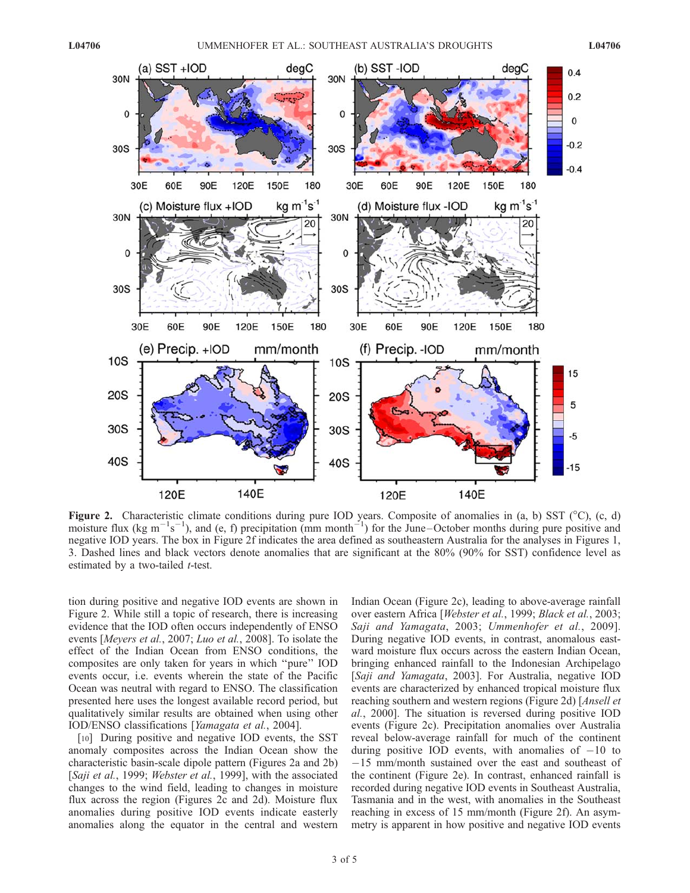**Figure 2.** Characteristic climate conditions during pure IOD years. Composite of anomalies in (a, b) SST (°C), (c, d) moisture flux (kg $m^{-1}s^{-1}$), and (e, f) precipitation (mm $month^{-1}$) for the June–October months during pure positive and negative IOD years. The box in Figure 2f indicates the area defined as southeastern Australia for the analyses in Figures 1, 3. Dashed lines and black vectors denote anomalies that are significant at the 80% (90% for SST) confidence level as estimated by a two-tailed *t*-test.

tion during positive and negative IOD events are shown in Figure 2. While still a topic of research, there is increasing evidence that the IOD often occurs independently of ENSO events [*Meyers et al.*, 2007; *Luo et al.*, 2008]. To isolate the effect of the Indian Ocean from ENSO conditions, the composites are only taken for years in which "pure" IOD events occur, i.e. events wherein the state of the Pacific Ocean was neutral with regard to ENSO. The classification presented here uses the longest available record period, but qualitatively similar results are obtained when using other IOD/ENSO classifications [*Yamagata et al.*, 2004].

[10] During positive and negative IOD events, the SST anomaly composites across the Indian Ocean show the characteristic basin-scale dipole pattern (Figures 2a and 2b) [*Saji et al.*, 1999; *Webster et al.*, 1999], with the associated changes to the wind field, leading to changes in moisture flux across the region (Figures 2c and 2d). Moisture flux anomalies during positive IOD events indicate easterly anomalies along the equator in the central and western Indian Ocean (Figure 2c), leading to above-average rainfall over eastern Africa [*Webster et al.*, 1999; *Black et al.*, 2003; *Saji and Yamagata*, 2003; *Ummenhofer et al.*, 2009]. During negative IOD events, in contrast, anomalous eastward moisture flux occurs across the eastern Indian Ocean, bringing enhanced rainfall to the Indonesian Archipelago [*Saji and Yamagata*, 2003]. For Australia, negative IOD events are characterized by enhanced tropical moisture flux reaching southern and western regions (Figure 2d) [*Ansell et al.*, 2000]. The situation is reversed during positive IOD events (Figure 2c). Precipitation anomalies over Australia reveal below-average rainfall for much of the continent during positive IOD events, with anomalies of −10 to −15 mm/month sustained over the east and southeast of the continent (Figure 2e). In contrast, enhanced rainfall is recorded during negative IOD events in Southeast Australia, Tasmania and in the west, with anomalies in the Southeast reaching in excess of 15 mm/month (Figure 2f). An asymmetry is apparent in how positive and negative IOD events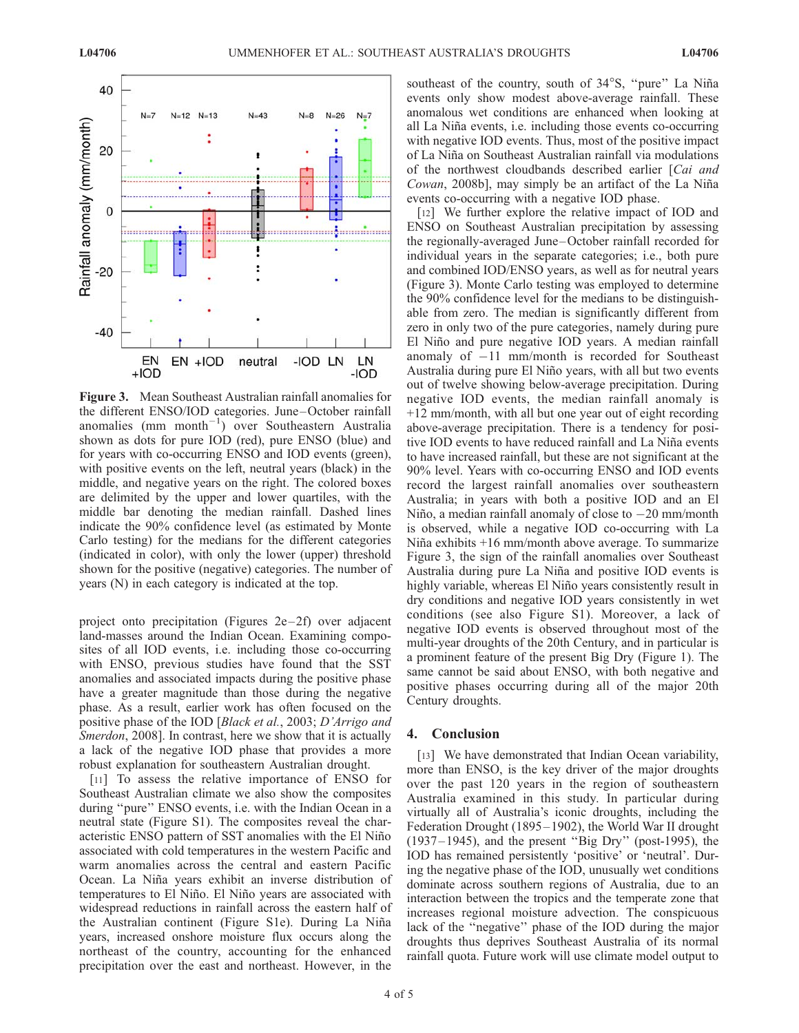**Figure 3.** Mean Southeast Australian rainfall anomalies for the different ENSO/IOD categories. June–October rainfall anomalies (mm $\text{month}^{-1}$) over Southeastern Australia shown as dots for pure IOD (red), pure ENSO (blue) and for years with co-occurring ENSO and IOD events (green), with positive events on the left, neutral years (black) in the middle, and negative years on the right. The colored boxes are delimited by the upper and lower quartiles, with the middle bar denoting the median rainfall. Dashed lines indicate the 90% confidence level (as estimated by Monte Carlo testing) for the medians for the different categories (indicated in color), with only the lower (upper) threshold shown for the positive (negative) categories. The number of years (N) in each category is indicated at the top.

project onto precipitation (Figures 2e–2f) over adjacent land-masses around the Indian Ocean. Examining composites of all IOD events, i.e. including those co-occurring with ENSO, previous studies have found that the SST anomalies and associated impacts during the positive phase have a greater magnitude than those during the negative phase. As a result, earlier work has often focused on the positive phase of the IOD [*Black et al.*, 2003; *D'Arrigo and Smerdon*, 2008]. In contrast, here we show that it is actually a lack of the negative IOD phase that provides a more robust explanation for southeastern Australian drought.

[11] To assess the relative importance of ENSO for Southeast Australian climate we also show the composites during "pure" ENSO events, i.e. with the Indian Ocean in a neutral state (Figure S1). The composites reveal the characteristic ENSO pattern of SST anomalies with the El Niño associated with cold temperatures in the western Pacific and warm anomalies across the central and eastern Pacific Ocean. La Niña years exhibit an inverse distribution of temperatures to El Niño. El Niño years are associated with widespread reductions in rainfall across the eastern half of the Australian continent (Figure S1e). During La Niña years, increased onshore moisture flux occurs along the northeast of the country, accounting for the enhanced precipitation over the east and northeast. However, in the southeast of the country, south of 34°S, "pure" La Niña events only show modest above-average rainfall. These anomalous wet conditions are enhanced when looking at all La Niña events, i.e. including those events co-occurring with negative IOD events. Thus, most of the positive impact of La Niña on Southeast Australian rainfall via modulations of the northwest cloudbands described earlier [*Cai and Cowan*, 2008b], may simply be an artifact of the La Niña events co-occurring with a negative IOD phase.

[12] We further explore the relative impact of IOD and ENSO on Southeast Australian precipitation by assessing the regionally-averaged June–October rainfall recorded for individual years in the separate categories; i.e., both pure and combined IOD/ENSO years, as well as for neutral years (Figure 3). Monte Carlo testing was employed to determine the 90% confidence level for the medians to be distinguishable from zero. The median is significantly different from zero in only two of the pure categories, namely during pure El Niño and pure negative IOD years. A median rainfall anomaly of −11 mm/month is recorded for Southeast Australia during pure El Niño years, with all but two events out of twelve showing below-average precipitation. During negative IOD events, the median rainfall anomaly is +12 mm/month, with all but one year out of eight recording above-average precipitation. There is a tendency for positive IOD events to have reduced rainfall and La Niña events to have increased rainfall, but these are not significant at the 90% level. Years with co-occurring ENSO and IOD events record the largest rainfall anomalies over southeastern Australia; in years with both a positive IOD and an El Niño, a median rainfall anomaly of close to −20 mm/month is observed, while a negative IOD co-occurring with La Niña exhibits +16 mm/month above average. To summarize Figure 3, the sign of the rainfall anomalies over Southeast Australia during pure La Niña and positive IOD events is highly variable, whereas El Niño years consistently result in dry conditions and negative IOD years consistently in wet conditions (see also Figure S1). Moreover, a lack of negative IOD events is observed throughout most of the multi-year droughts of the 20th Century, and in particular is a prominent feature of the present Big Dry (Figure 1). The same cannot be said about ENSO, with both negative and positive phases occurring during all of the major 20th Century droughts.

## 4. Conclusion

[13] We have demonstrated that Indian Ocean variability, more than ENSO, is the key driver of the major droughts over the past 120 years in the region of southeastern Australia examined in this study. In particular during virtually all of Australia's iconic droughts, including the Federation Drought (1895–1902), the World War II drought (1937–1945), and the present "Big Dry" (post-1995), the IOD has remained persistently 'positive' or 'neutral'. During the negative phase of the IOD, unusually wet conditions dominate across southern regions of Australia, due to an interaction between the tropics and the temperate zone that increases regional moisture advection. The conspicuous lack of the "negative" phase of the IOD during the major droughts thus deprives Southeast Australia of its normal rainfall quota. Future work will use climate model output to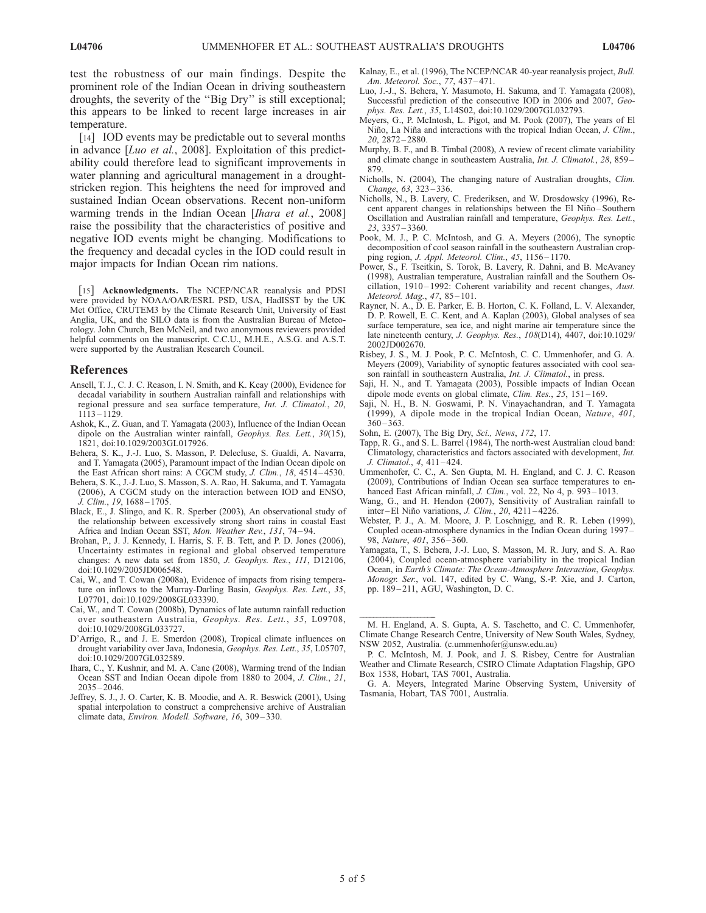test the robustness of our main findings. Despite the prominent role of the Indian Ocean in driving southeastern droughts, the severity of the "Big Dry" is still exceptional; this appears to be linked to recent large increases in air temperature.

[14] IOD events may be predictable out to several months in advance [*Luo et al.*, 2008]. Exploitation of this predictability could therefore lead to significant improvements in water planning and agricultural management in a drought-stricken region. This heightens the need for improved and sustained Indian Ocean observations. Recent non-uniform warming trends in the Indian Ocean [*Ihara et al.*, 2008] raise the possibility that the characteristics of positive and negative IOD events might be changing. Modifications to the frequency and decadal cycles in the IOD could result in major impacts for Indian Ocean rim nations.

[15] **Acknowledgments.** The NCEP/NCAR reanalysis and PDSI were provided by NOAA/OAR/ESRL PSD, USA, HadISST by the UK Met Office, CRUTEM3 by the Climate Research Unit, University of East Anglia, UK, and the SILO data is from the Australian Bureau of Meteorology. John Church, Ben McNeil, and two anonymous reviewers provided helpful comments on the manuscript. C.C.U., M.H.E., A.S.G. and A.S.T. were supported by the Australian Research Council.

## References

Ansell, T. J., C. J. C. Reason, I. N. Smith, and K. Keay (2000), Evidence for decadal variability in southern Australian rainfall and relationships with regional pressure and sea surface temperature, *Int. J. Climatol.*, *20*, 1113–1129.

Ashok, K., Z. Guan, and T. Yamagata (2003), Influence of the Indian Ocean dipole on the Australian winter rainfall, *Geophys. Res. Lett.*, *30*(15), 1821, doi:10.1029/2003GL017926.

Behera, S. K., J.-J. Luo, S. Masson, P. Delecluse, S. Gualdi, A. Navarra, and T. Yamagata (2005), Paramount impact of the Indian Ocean dipole on the East African short rains: A CGCM study, *J. Clim.*, *18*, 4514–4530.

Behera, S. K., J.-J. Luo, S. Masson, S. A. Rao, H. Sakuma, and T. Yamagata (2006), A CGCM study on the interaction between IOD and ENSO, *J. Clim.*, *19*, 1688–1705.

Black, E., J. Slingo, and K. R. Sperber (2003), An observational study of the relationship between excessively strong short rains in coastal East Africa and Indian Ocean SST, *Mon. Weather Rev.*, *131*, 74–94.

Brohan, P., J. J. Kennedy, I. Harris, S. F. B. Tett, and P. D. Jones (2006), Uncertainty estimates in regional and global observed temperature changes: A new data set from 1850, *J. Geophys. Res.*, *111*, D12106, doi:10.1029/2005JD006548.

Cai, W., and T. Cowan (2008a), Evidence of impacts from rising temperature on inflows to the Murray-Darling Basin, *Geophys. Res. Lett.*, *35*, L07701, doi:10.1029/2008GL033390.

Cai, W., and T. Cowan (2008b), Dynamics of late autumn rainfall reduction over southeastern Australia, *Geophys. Res. Lett.*, *35*, L09708, doi:10.1029/2008GL033727.

D'Arrigo, R., and J. E. Smerdon (2008), Tropical climate influences on drought variability over Java, Indonesia, *Geophys. Res. Lett.*, *35*, L05707, doi:10.1029/2007GL032589.

Ihara, C., Y. Kushnir, and M. A. Cane (2008), Warming trend of the Indian Ocean SST and Indian Ocean dipole from 1880 to 2004, *J. Clim.*, *21*, 2035–2046.

Jeffrey, S. J., J. O. Carter, K. B. Moodie, and A. R. Beswick (2001), Using spatial interpolation to construct a comprehensive archive of Australian climate data, *Environ. Modell. Software*, *16*, 309–330.

Kalnay, E., et al. (1996), The NCEP/NCAR 40-year reanalysis project, *Bull. Am. Meteorol. Soc.*, *77*, 437–471.

Luo, J.-J., S. Behera, Y. Masumoto, H. Sakuma, and T. Yamagata (2008), Successful prediction of the consecutive IOD in 2006 and 2007, *Geophys. Res. Lett.*, *35*, L14S02, doi:10.1029/2007GL032793.

Meyers, G., P. McIntosh, L. Pigot, and M. Pook (2007), The years of El Niño, La Niña and interactions with the tropical Indian Ocean, *J. Clim.*, *20*, 2872–2880.

Murphy, B. F., and B. Timbal (2008), A review of recent climate variability and climate change in southeastern Australia, *Int. J. Climatol.*, *28*, 859–879.

Nicholls, N. (2004), The changing nature of Australian droughts, *Clim. Change*, *63*, 323–336.

Nicholls, N., B. Lavery, C. Frederiksen, and W. Drosdowsky (1996), Recent apparent changes in relationships between the El Niño–Southern Oscillation and Australian rainfall and temperature, *Geophys. Res. Lett.*, *23*, 3357–3360.

Pook, M. J., P. C. McIntosh, and G. A. Meyers (2006), The synoptic decomposition of cool season rainfall in the southeastern Australian cropping region, *J. Appl. Meteorol. Clim.*, *45*, 1156–1170.

Power, S., F. Tseitkin, S. Torok, B. Lavery, R. Dahni, and B. McAvaney (1998), Australian temperature, Australian rainfall and the Southern Oscillation, 1910–1992: Coherent variability and recent changes, *Aust. Meteorol. Mag.*, *47*, 85–101.

Rayner, N. A., D. E. Parker, E. B. Horton, C. K. Folland, L. V. Alexander, D. P. Rowell, E. C. Kent, and A. Kaplan (2003), Global analyses of sea surface temperature, sea ice, and night marine air temperature since the late nineteenth century, *J. Geophys. Res.*, *108*(D14), 4407, doi:10.1029/2002JD002670.

Risbey, J. S., M. J. Pook, P. C. McIntosh, C. C. Ummenhofer, and G. A. Meyers (2009), Variability of synoptic features associated with cool season rainfall in southeastern Australia, *Int. J. Climatol.*, in press.

Saji, H. N., and T. Yamagata (2003), Possible impacts of Indian Ocean dipole mode events on global climate, *Clim. Res.*, *25*, 151–169.

Saji, N. H., B. N. Goswami, P. N. Vinayachandran, and T. Yamagata (1999), A dipole mode in the tropical Indian Ocean, *Nature*, *401*, 360–363.

Sohn, E. (2007), The Big Dry, *Sci. News*, *172*, 17.

Tapp, R. G., and S. L. Barrel (1984), The north-west Australian cloud band: Climatology, characteristics and factors associated with development, *Int. J. Climatol.*, *4*, 411–424.

Ummenhofer, C. C., A. Sen Gupta, M. H. England, and C. J. C. Reason (2009), Contributions of Indian Ocean sea surface temperatures to enhanced East African rainfall, *J. Clim.*, vol. 22, No 4, p. 993–1013.

Wang, G., and H. Hendon (2007), Sensitivity of Australian rainfall to inter–El Niño variations, *J. Clim.*, *20*, 4211–4226.

Webster, P. J., A. M. Moore, J. P. Loschnigg, and R. R. Leben (1999), Coupled ocean-atmosphere dynamics in the Indian Ocean during 1997–98, *Nature*, *401*, 356–360.

Yamagata, T., S. Behera, J.-J. Luo, S. Masson, M. R. Jury, and S. A. Rao (2004), Coupled ocean-atmosphere variability in the tropical Indian Ocean, in *Earth's Climate: The Ocean-Atmosphere Interaction*, *Geophys. Monogr. Ser.*, vol. 147, edited by C. Wang, S.-P. Xie, and J. Carton, pp. 189–211, AGU, Washington, D. C.

---

M. H. England, A. S. Gupta, A. S. Taschetto, and C. C. Ummenhofer, Climate Change Research Centre, University of New South Wales, Sydney, NSW 2052, Australia. (c.ummenhofer@unsw.edu.au)

P. C. McIntosh, M. J. Pook, and J. S. Risbey, Centre for Australian Weather and Climate Research, CSIRO Climate Adaptation Flagship, GPO Box 1538, Hobart, TAS 7001, Australia.

G. A. Meyers, Integrated Marine Observing System, University of Tasmania, Hobart, TAS 7001, Australia.